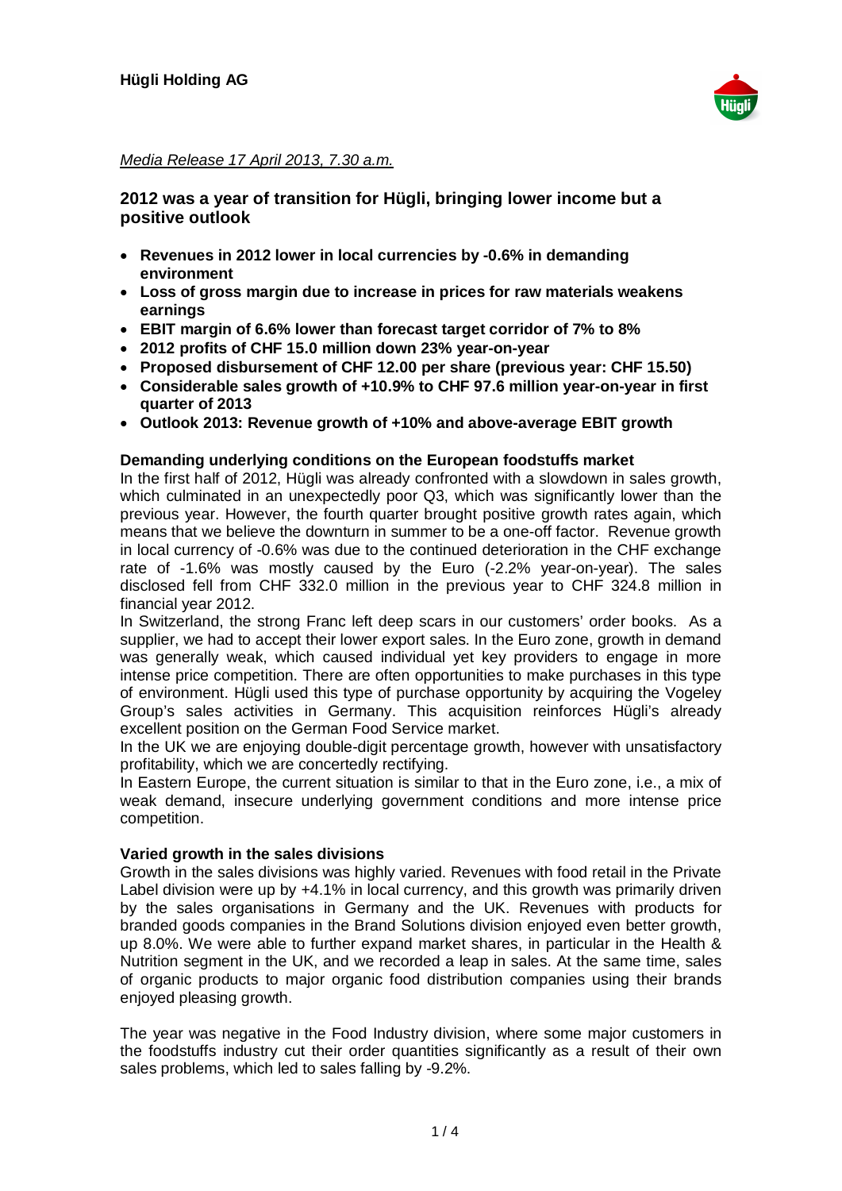**Hügli Holding AG**

*Media Release 17 April 2013, 7.30 a.m.*

## 2012 was a year of transition for Hügli, bringing lower income but a positive outlook

- **Revenues in 2012 lower in local currencies by -0.6% in demanding environment**
- **Loss of gross margin due to increase in prices for raw materials weakens earnings**
- **EBIT margin of 6.6% lower than forecast target corridor of 7% to 8%**
- **2012 profits of CHF 15.0 million down 23% year-on-year**
- **Proposed disbursement of CHF 12.00 per share (previous year: CHF 15.50)**
- **Considerable sales growth of +10.9% to CHF 97.6 million year-on-year in first quarter of 2013**
- **Outlook 2013: Revenue growth of +10% and above-average EBIT growth**

### Demanding underlying conditions on the European foodstuffs market

In the first half of 2012, Hügli was already confronted with a slowdown in sales growth, which culminated in an unexpectedly poor Q3, which was significantly lower than the previous year. However, the fourth quarter brought positive growth rates again, which means that we believe the downturn in summer to be a one-off factor. Revenue growth in local currency of -0.6% was due to the continued deterioration in the CHF exchange rate of -1.6% was mostly caused by the Euro (-2.2% year-on-year). The sales disclosed fell from CHF 332.0 million in the previous year to CHF 324.8 million in financial year 2012.

In Switzerland, the strong Franc left deep scars in our customers' order books. As a supplier, we had to accept their lower export sales. In the Euro zone, growth in demand was generally weak, which caused individual yet key providers to engage in more intense price competition. There are often opportunities to make purchases in this type of environment. Hügli used this type of purchase opportunity by acquiring the Vogeley Group's sales activities in Germany. This acquisition reinforces Hügli's already excellent position on the German Food Service market.

In the UK we are enjoying double-digit percentage growth, however with unsatisfactory profitability, which we are concertedly rectifying.

In Eastern Europe, the current situation is similar to that in the Euro zone, i.e., a mix of weak demand, insecure underlying government conditions and more intense price competition.

### Varied growth in the sales divisions

Growth in the sales divisions was highly varied. Revenues with food retail in the Private Label division were up by +4.1% in local currency, and this growth was primarily driven by the sales organisations in Germany and the UK. Revenues with products for branded goods companies in the Brand Solutions division enjoyed even better growth, up 8.0%. We were able to further expand market shares, in particular in the Health & Nutrition segment in the UK, and we recorded a leap in sales. At the same time, sales of organic products to major organic food distribution companies using their brands enjoyed pleasing growth.

The year was negative in the Food Industry division, where some major customers in the foodstuffs industry cut their order quantities significantly as a result of their own sales problems, which led to sales falling by -9.2%.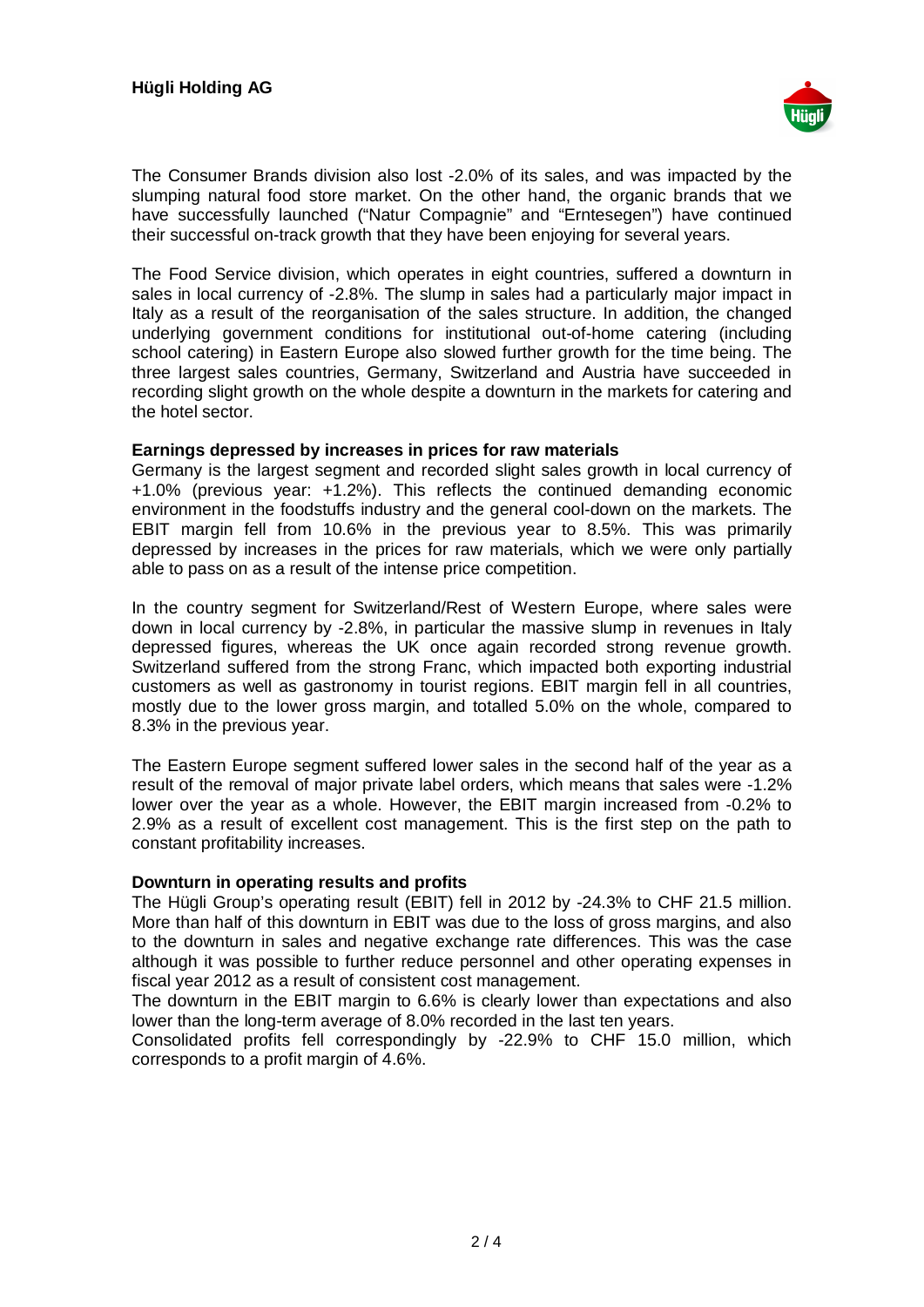The Consumer Brands division also lost -2.0% of its sales, and was impacted by the slumping natural food store market. On the other hand, the organic brands that we have successfully launched ("Natur Compagnie" and "Erntesegen") have continued their successful on-track growth that they have been enjoying for several years.

The Food Service division, which operates in eight countries, suffered a downturn in sales in local currency of -2.8%. The slump in sales had a particularly major impact in Italy as a result of the reorganisation of the sales structure. In addition, the changed underlying government conditions for institutional out-of-home catering (including school catering) in Eastern Europe also slowed further growth for the time being. The three largest sales countries, Germany, Switzerland and Austria have succeeded in recording slight growth on the whole despite a downturn in the markets for catering and the hotel sector.

**Earnings depressed by increases in prices for raw materials**

Germany is the largest segment and recorded slight sales growth in local currency of +1.0% (previous year: +1.2%). This reflects the continued demanding economic environment in the foodstuffs industry and the general cool-down on the markets. The EBIT margin fell from 10.6% in the previous year to 8.5%. This was primarily depressed by increases in the prices for raw materials, which we were only partially able to pass on as a result of the intense price competition.

In the country segment for Switzerland/Rest of Western Europe, where sales were down in local currency by -2.8%, in particular the massive slump in revenues in Italy depressed figures, whereas the UK once again recorded strong revenue growth. Switzerland suffered from the strong Franc, which impacted both exporting industrial customers as well as gastronomy in tourist regions. EBIT margin fell in all countries, mostly due to the lower gross margin, and totalled 5.0% on the whole, compared to 8.3% in the previous year.

The Eastern Europe segment suffered lower sales in the second half of the year as a result of the removal of major private label orders, which means that sales were -1.2% lower over the year as a whole. However, the EBIT margin increased from -0.2% to 2.9% as a result of excellent cost management. This is the first step on the path to constant profitability increases.

**Downturn in operating results and profits**

The Hügli Group's operating result (EBIT) fell in 2012 by -24.3% to CHF 21.5 million. More than half of this downturn in EBIT was due to the loss of gross margins, and also to the downturn in sales and negative exchange rate differences. This was the case although it was possible to further reduce personnel and other operating expenses in fiscal year 2012 as a result of consistent cost management.

The downturn in the EBIT margin to 6.6% is clearly lower than expectations and also lower than the long-term average of 8.0% recorded in the last ten years.

Consolidated profits fell correspondingly by -22.9% to CHF 15.0 million, which corresponds to a profit margin of 4.6%.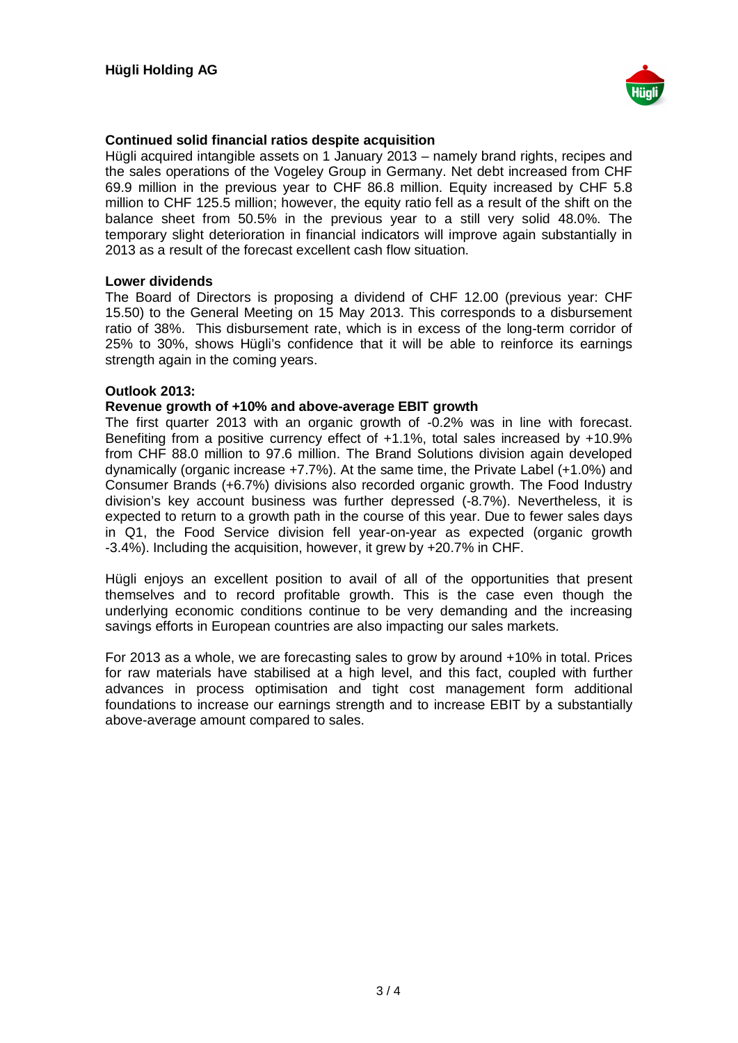**Continued solid financial ratios despite acquisition**

Hügli acquired intangible assets on 1 January 2013 – namely brand rights, recipes and the sales operations of the Vogeley Group in Germany. Net debt increased from CHF 69.9 million in the previous year to CHF 86.8 million. Equity increased by CHF 5.8 million to CHF 125.5 million; however, the equity ratio fell as a result of the shift on the balance sheet from 50.5% in the previous year to a still very solid 48.0%. The temporary slight deterioration in financial indicators will improve again substantially in 2013 as a result of the forecast excellent cash flow situation.

**Lower dividends**

The Board of Directors is proposing a dividend of CHF 12.00 (previous year: CHF 15.50) to the General Meeting on 15 May 2013. This corresponds to a disbursement ratio of 38%. This disbursement rate, which is in excess of the long-term corridor of 25% to 30%, shows Hügli's confidence that it will be able to reinforce its earnings strength again in the coming years.

**Outlook 2013:**
**Revenue growth of +10% and above-average EBIT growth**

The first quarter 2013 with an organic growth of -0.2% was in line with forecast. Benefiting from a positive currency effect of +1.1%, total sales increased by +10.9% from CHF 88.0 million to 97.6 million. The Brand Solutions division again developed dynamically (organic increase +7.7%). At the same time, the Private Label (+1.0%) and Consumer Brands (+6.7%) divisions also recorded organic growth. The Food Industry division's key account business was further depressed (-8.7%). Nevertheless, it is expected to return to a growth path in the course of this year. Due to fewer sales days in Q1, the Food Service division fell year-on-year as expected (organic growth -3.4%). Including the acquisition, however, it grew by +20.7% in CHF.

Hügli enjoys an excellent position to avail of all of the opportunities that present themselves and to record profitable growth. This is the case even though the underlying economic conditions continue to be very demanding and the increasing savings efforts in European countries are also impacting our sales markets.

For 2013 as a whole, we are forecasting sales to grow by around +10% in total. Prices for raw materials have stabilised at a high level, and this fact, coupled with further advances in process optimisation and tight cost management form additional foundations to increase our earnings strength and to increase EBIT by a substantially above-average amount compared to sales.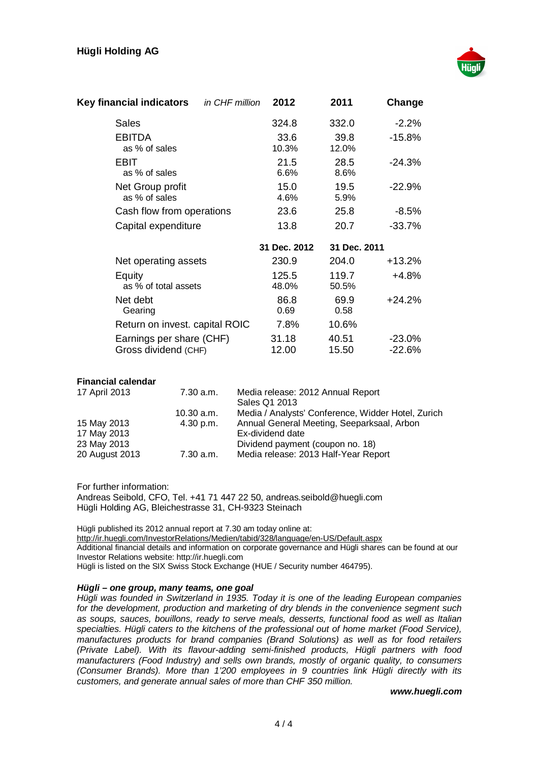**Hügli Holding AG**

| **Key financial indicators** *in CHF million* | **2012** | **2011** | **Change** |
| --- | --- | --- | --- |
| Sales | 324.8 | 332.0 | -2.2% |
| EBITDA | 33.6 | 39.8 | -15.8% |
| as % of sales | 10.3% | 12.0% | |
| EBIT | 21.5 | 28.5 | -24.3% |
| as % of sales | 6.6% | 8.6% | |
| Net Group profit | 15.0 | 19.5 | -22.9% |
| as % of sales | 4.6% | 5.9% | |
| Cash flow from operations | 23.6 | 25.8 | -8.5% |
| Capital expenditure | 13.8 | 20.7 | -33.7% |
| | **31 Dec. 2012** | **31 Dec. 2011** | |
| Net operating assets | 230.9 | 204.0 | +13.2% |
| Equity | 125.5 | 119.7 | +4.8% |
| as % of total assets | 48.0% | 50.5% | |
| Net debt | 86.8 | 69.9 | +24.2% |
| Gearing | 0.69 | 0.58 | |
| Return on invest. capital ROIC | 7.8% | 10.6% | |
| Earnings per share (CHF) | 31.18 | 40.51 | -23.0% |
| Gross dividend (CHF) | 12.00 | 15.50 | -22.6% |

**Financial calendar**

| | | |
| --- | --- | --- |
| 17 April 2013 | 7.30 a.m. | Media release: 2012 Annual Report<br>Sales Q1 2013 |
| | 10.30 a.m. | Media / Analysts' Conference, Widder Hotel, Zurich |
| 15 May 2013 | 4.30 p.m. | Annual General Meeting, Seeparksaal, Arbon |
| 17 May 2013 | | Ex-dividend date |
| 23 May 2013 | | Dividend payment (coupon no. 18) |
| 20 August 2013 | 7.30 a.m. | Media release: 2013 Half-Year Report |

For further information:
Andreas Seibold, CFO, Tel. +41 71 447 22 50, andreas.seibold@huegli.com
Hügli Holding AG, Bleichestrasse 31, CH-9323 Steinach

Hügli published its 2012 annual report at 7.30 am today online at:
http://ir.huegli.com/InvestorRelations/Medien/tabid/328/language/en-US/Default.aspx
Additional financial details and information on corporate governance and Hügli shares can be found at our Investor Relations website: http://ir.huegli.com
Hügli is listed on the SIX Swiss Stock Exchange (HUE / Security number 464795).

***Hügli – one group, many teams, one goal***

*Hügli was founded in Switzerland in 1935. Today it is one of the leading European companies for the development, production and marketing of dry blends in the convenience segment such as soups, sauces, bouillons, ready to serve meals, desserts, functional food as well as Italian specialties. Hügli caters to the kitchens of the professional out of home market (Food Service), manufactures products for brand companies (Brand Solutions) as well as for food retailers (Private Label). With its flavour-adding semi-finished products, Hügli partners with food manufacturers (Food Industry) and sells own brands, mostly of organic quality, to consumers (Consumer Brands). More than 1'200 employees in 9 countries link Hügli directly with its customers, and generate annual sales of more than CHF 350 million.*

***www.huegli.com***